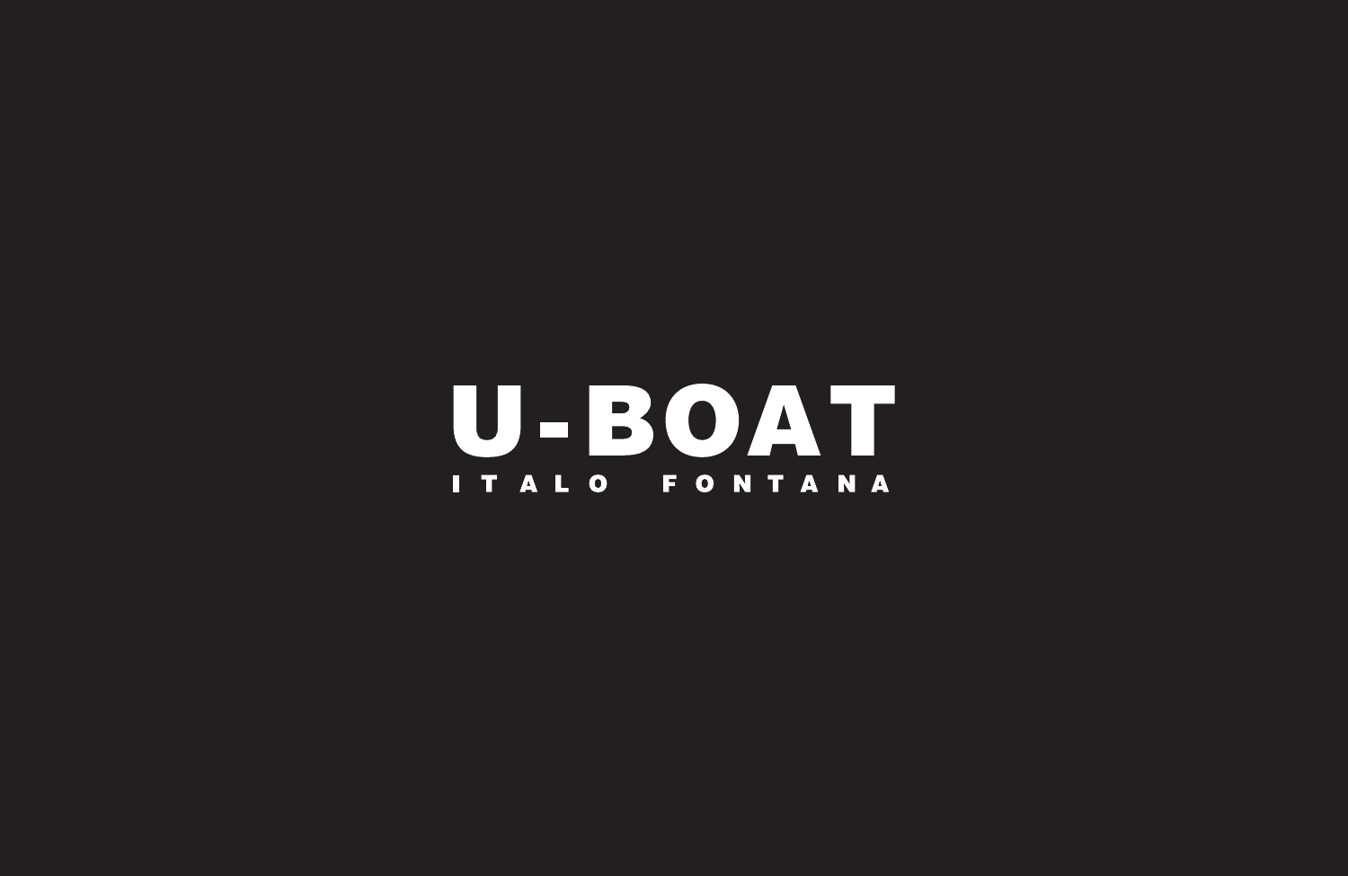# U-BOAT

ITALO FONTANA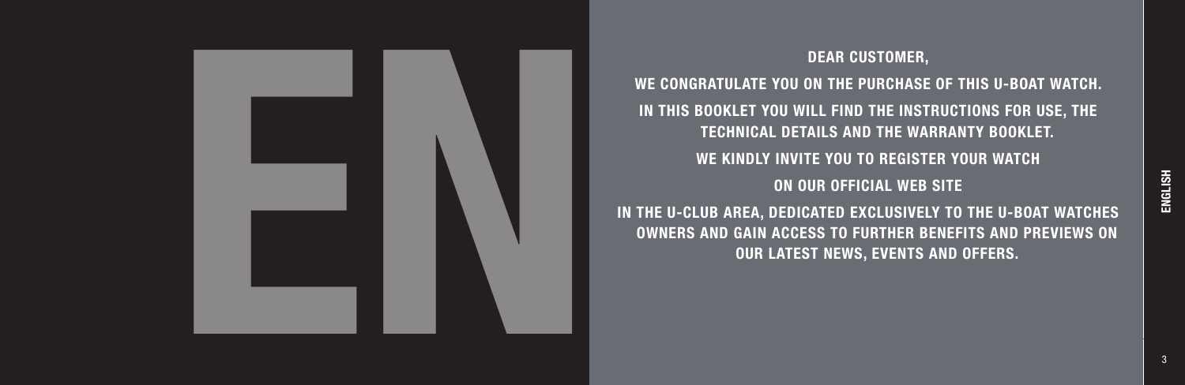EN

DEAR CUSTOMER,

WE CONGRATULATE YOU ON THE PURCHASE OF THIS U-BOAT WATCH.

IN THIS BOOKLET YOU WILL FIND THE INSTRUCTIONS FOR USE, THE TECHNICAL DETAILS AND THE WARRANTY BOOKLET.

WE KINDLY INVITE YOU TO REGISTER YOUR WATCH

ON OUR OFFICIAL WEB SITE

IN THE U-CLUB AREA, DEDICATED EXCLUSIVELY TO THE U-BOAT WATCHES OWNERS AND GAIN ACCESS TO FURTHER BENEFITS AND PREVIEWS ON OUR LATEST NEWS, EVENTS AND OFFERS.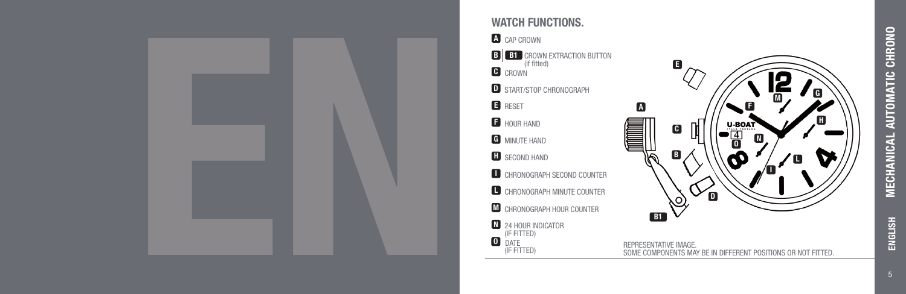## WATCH FUNCTIONS.

- **A** CAP CROWN
- **B** | **B1** CROWN EXTRACTION BUTTON (if fitted)
- **C** CROWN
- **D** START/STOP CHRONOGRAPH
- **E** RESET
- **F** HOUR HAND
- **G** MINUTE HAND
- **H** SECOND HAND
- **I** CHRONOGRAPH SECOND COUNTER
- **L** CHRONOGRAPH MINUTE COUNTER
- **M** CHRONOGRAPH HOUR COUNTER
- **N** 24 HOUR INDICATOR (IF FITTED)
- **O** DATE (IF FITTED)

REPRESENTATIVE IMAGE.
SOME COMPONENTS MAY BE IN DIFFERENT POSITIONS OR NOT FITTED.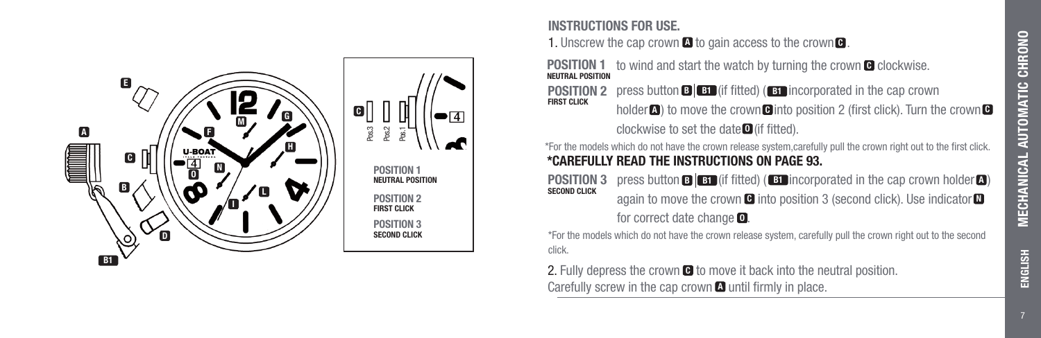## INSTRUCTIONS FOR USE.

1. Unscrew the cap crown **A** to gain access to the crown **C**.

**POSITION 1**
**NEUTRAL POSITION** to wind and start the watch by turning the crown **C** clockwise.

**POSITION 2**
**FIRST CLICK** press button **B** | **B1** (if fitted) (**B1** incorporated in the cap crown holder **A**) to move the crown **C** into position 2 (first click). Turn the crown **C** clockwise to set the date **O** (if fitted).

*For the models which do not have the crown release system,carefully pull the crown right out to the first click.

**\*CAREFULLY READ THE INSTRUCTIONS ON PAGE 93.**

**POSITION 3**
**SECOND CLICK** press button **B** | **B1** (if fitted) (**B1** incorporated in the cap crown holder **A**) again to move the crown **C** into position 3 (second click). Use indicator **N** for correct date change **O**.

*For the models which do not have the crown release system, carefully pull the crown right out to the second click.

2. Fully depress the crown **C** to move it back into the neutral position.
Carefully screw in the cap crown **A** until firmly in place.

POSITION 1
NEUTRAL POSITION

POSITION 2
FIRST CLICK

POSITION 3
SECOND CLICK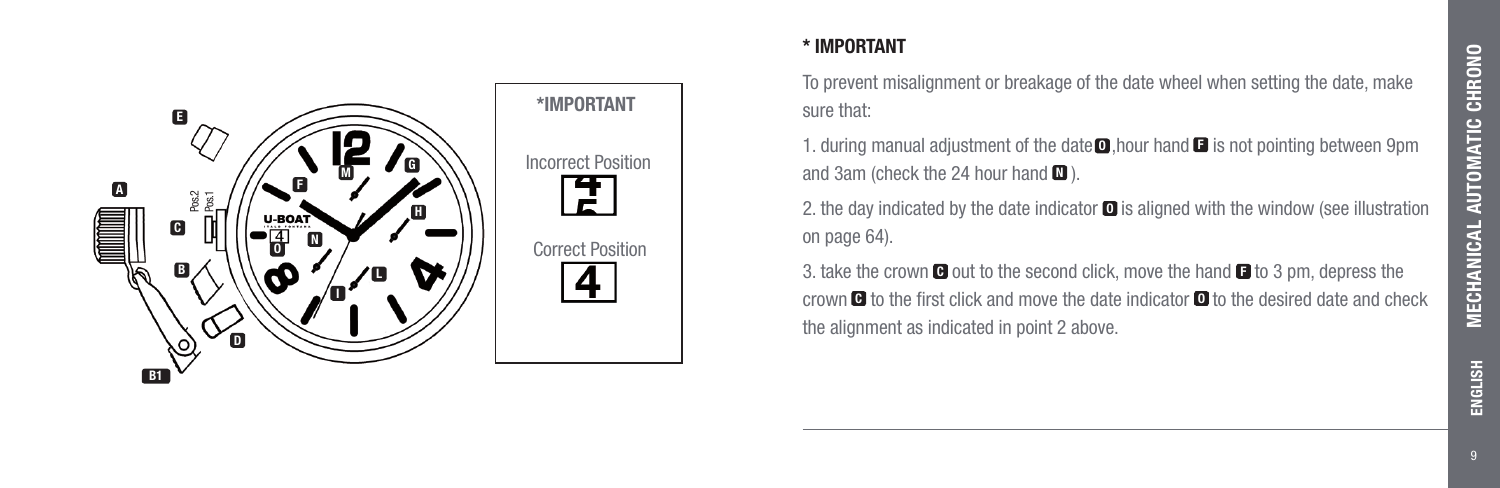\*IMPORTANT

Incorrect Position

Correct Position

## * IMPORTANT

To prevent misalignment or breakage of the date wheel when setting the date, make sure that:

1. during manual adjustment of the date **O**, hour hand **F** is not pointing between 9pm and 3am (check the 24 hour hand **N**).

2. the day indicated by the date indicator **O** is aligned with the window (see illustration on page 64).

3. take the crown **C** out to the second click, move the hand **F** to 3 pm, depress the crown **C** to the first click and move the date indicator **O** to the desired date and check the alignment as indicated in point 2 above.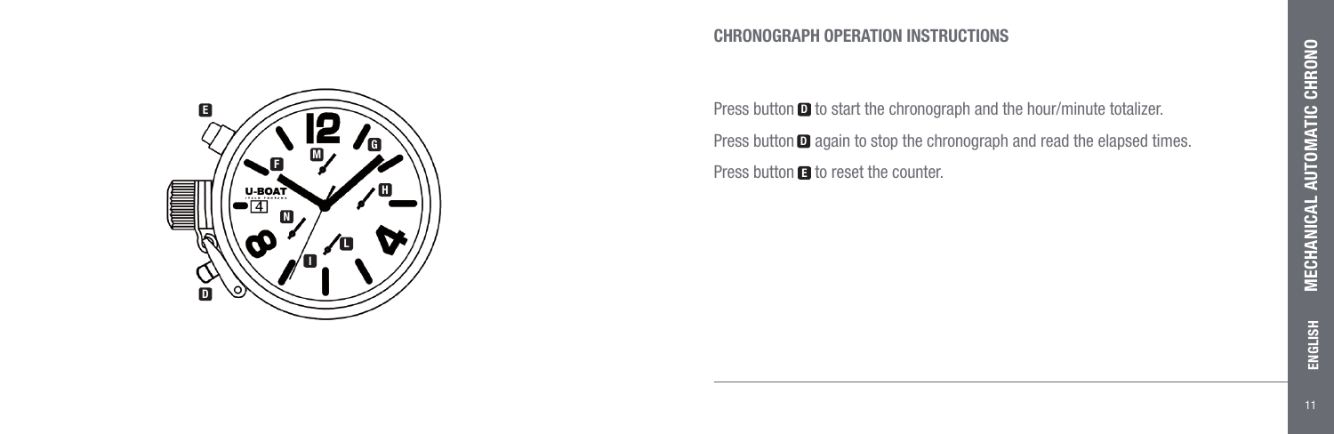## CHRONOGRAPH OPERATION INSTRUCTIONS

Press button D to start the chronograph and the hour/minute totalizer.

Press button D again to stop the chronograph and read the elapsed times.

Press button E to reset the counter.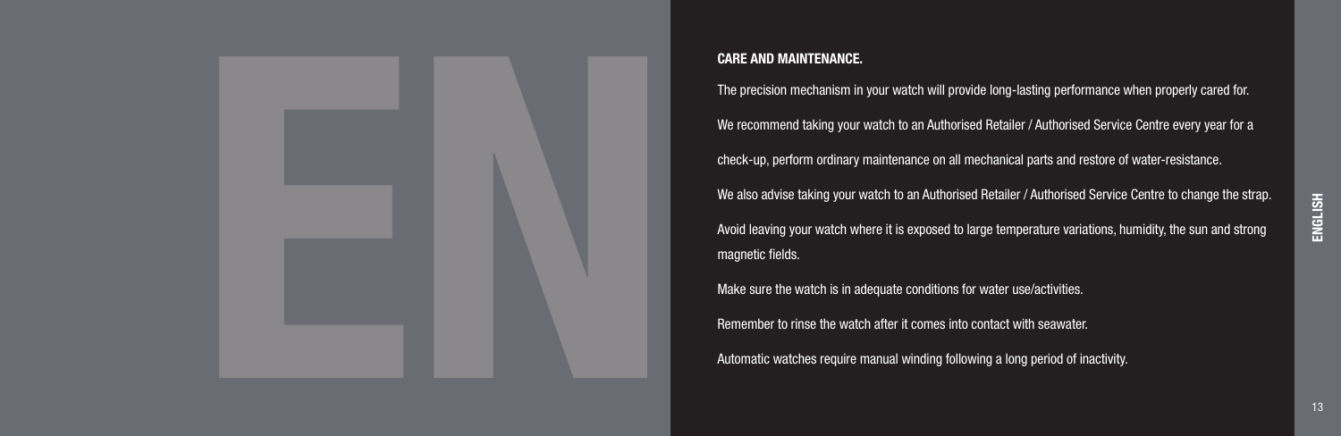## CARE AND MAINTENANCE.

The precision mechanism in your watch will provide long-lasting performance when properly cared for.

We recommend taking your watch to an Authorised Retailer / Authorised Service Centre every year for a check-up, perform ordinary maintenance on all mechanical parts and restore of water-resistance.

We also advise taking your watch to an Authorised Retailer / Authorised Service Centre to change the strap.

Avoid leaving your watch where it is exposed to large temperature variations, humidity, the sun and strong magnetic fields.

Make sure the watch is in adequate conditions for water use/activities.

Remember to rinse the watch after it comes into contact with seawater.

Automatic watches require manual winding following a long period of inactivity.